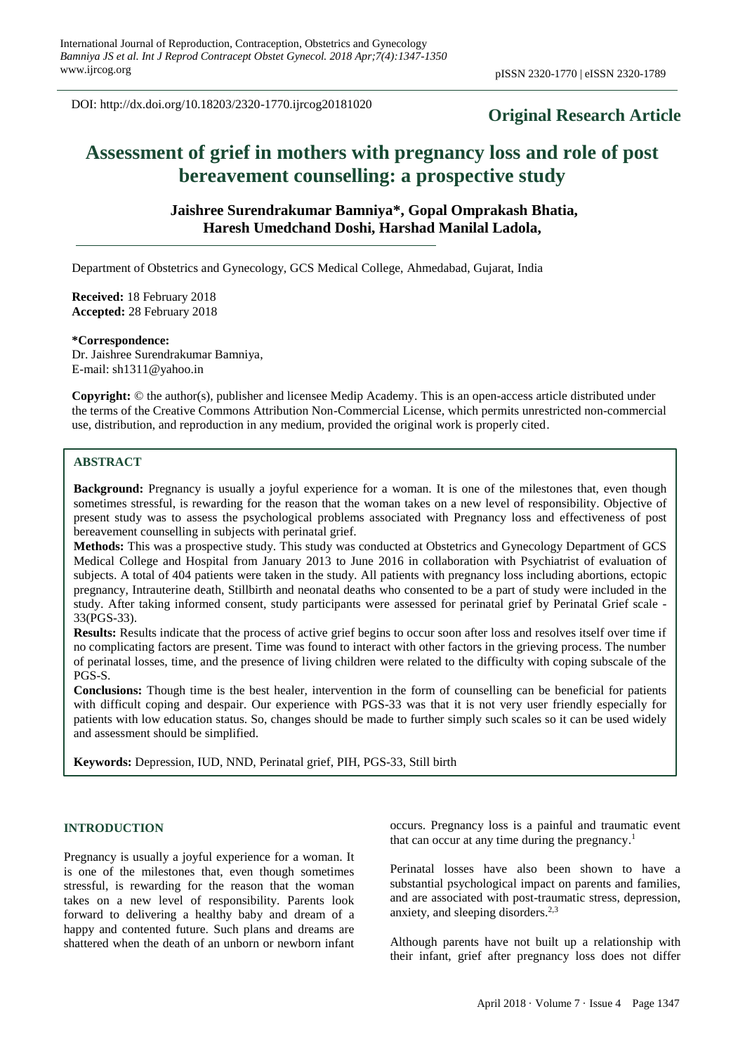DOI: http://dx.doi.org/10.18203/2320-1770.ijrcog20181020

**Original Research Article**

# Assessment of grief in mothers with pregnancy loss and role of post bereavement counselling: a prospective study

**Jaishree Surendrakumar Bamniya\*, Gopal Omprakash Bhatia, Haresh Umedchand Doshi, Harshad Manilal Ladola,**

Department of Obstetrics and Gynecology, GCS Medical College, Ahmedabad, Gujarat, India

**Received:** 18 February 2018
**Accepted:** 28 February 2018

**\*Correspondence:**
Dr. Jaishree Surendrakumar Bamniya,
E-mail: sh1311@yahoo.in

**Copyright:** © the author(s), publisher and licensee Medip Academy. This is an open-access article distributed under the terms of the Creative Commons Attribution Non-Commercial License, which permits unrestricted non-commercial use, distribution, and reproduction in any medium, provided the original work is properly cited.

## ABSTRACT

**Background:** Pregnancy is usually a joyful experience for a woman. It is one of the milestones that, even though sometimes stressful, is rewarding for the reason that the woman takes on a new level of responsibility. Objective of present study was to assess the psychological problems associated with Pregnancy loss and effectiveness of post bereavement counselling in subjects with perinatal grief.

**Methods:** This was a prospective study. This study was conducted at Obstetrics and Gynecology Department of GCS Medical College and Hospital from January 2013 to June 2016 in collaboration with Psychiatrist of evaluation of subjects. A total of 404 patients were taken in the study. All patients with pregnancy loss including abortions, ectopic pregnancy, Intrauterine death, Stillbirth and neonatal deaths who consented to be a part of study were included in the study. After taking informed consent, study participants were assessed for perinatal grief by Perinatal Grief scale - 33(PGS-33).

**Results:** Results indicate that the process of active grief begins to occur soon after loss and resolves itself over time if no complicating factors are present. Time was found to interact with other factors in the grieving process. The number of perinatal losses, time, and the presence of living children were related to the difficulty with coping subscale of the PGS-S.

**Conclusions:** Though time is the best healer, intervention in the form of counselling can be beneficial for patients with difficult coping and despair. Our experience with PGS-33 was that it is not very user friendly especially for patients with low education status. So, changes should be made to further simply such scales so it can be used widely and assessment should be simplified.

**Keywords:** Depression, IUD, NND, Perinatal grief, PIH, PGS-33, Still birth

## INTRODUCTION

Pregnancy is usually a joyful experience for a woman. It is one of the milestones that, even though sometimes stressful, is rewarding for the reason that the woman takes on a new level of responsibility. Parents look forward to delivering a healthy baby and dream of a happy and contented future. Such plans and dreams are shattered when the death of an unborn or newborn infant occurs. Pregnancy loss is a painful and traumatic event that can occur at any time during the pregnancy.[1]

Perinatal losses have also been shown to have a substantial psychological impact on parents and families, and are associated with post-traumatic stress, depression, anxiety, and sleeping disorders.[2,3]

Although parents have not built up a relationship with their infant, grief after pregnancy loss does not differ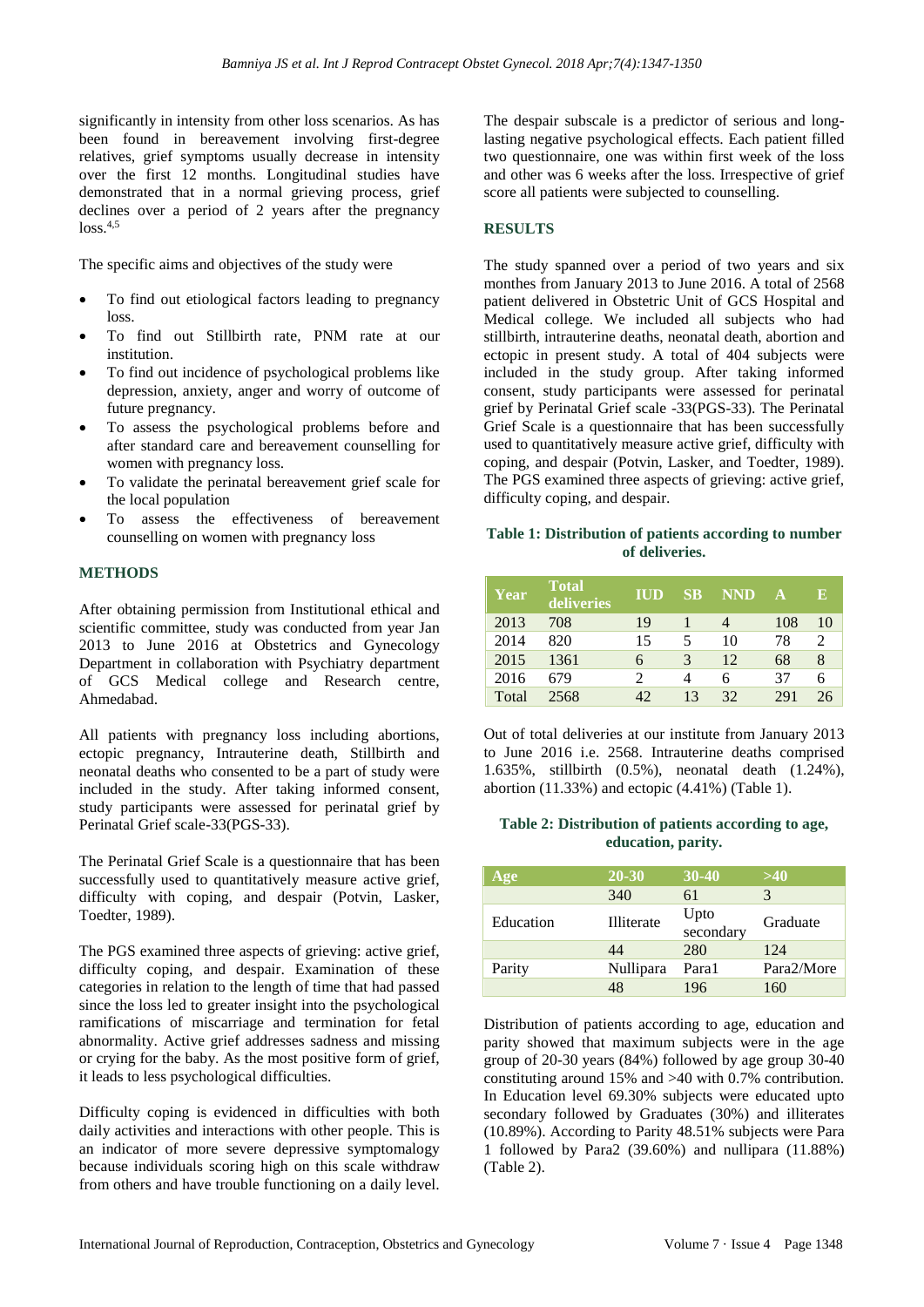significantly in intensity from other loss scenarios. As has been found in bereavement involving first-degree relatives, grief symptoms usually decrease in intensity over the first 12 months. Longitudinal studies have demonstrated that in a normal grieving process, grief declines over a period of 2 years after the pregnancy loss.[4,5]

The specific aims and objectives of the study were

- To find out etiological factors leading to pregnancy loss.
- To find out Stillbirth rate, PNM rate at our institution.
- To find out incidence of psychological problems like depression, anxiety, anger and worry of outcome of future pregnancy.
- To assess the psychological problems before and after standard care and bereavement counselling for women with pregnancy loss.
- To validate the perinatal bereavement grief scale for the local population
- To assess the effectiveness of bereavement counselling on women with pregnancy loss

## METHODS

After obtaining permission from Institutional ethical and scientific committee, study was conducted from year Jan 2013 to June 2016 at Obstetrics and Gynecology Department in collaboration with Psychiatry department of GCS Medical college and Research centre, Ahmedabad.

All patients with pregnancy loss including abortions, ectopic pregnancy, Intrauterine death, Stillbirth and neonatal deaths who consented to be a part of study were included in the study. After taking informed consent, study participants were assessed for perinatal grief by Perinatal Grief scale-33(PGS-33).

The Perinatal Grief Scale is a questionnaire that has been successfully used to quantitatively measure active grief, difficulty with coping, and despair (Potvin, Lasker, Toedter, 1989).

The PGS examined three aspects of grieving: active grief, difficulty coping, and despair. Examination of these categories in relation to the length of time that had passed since the loss led to greater insight into the psychological ramifications of miscarriage and termination for fetal abnormality. Active grief addresses sadness and missing or crying for the baby. As the most positive form of grief, it leads to less psychological difficulties.

Difficulty coping is evidenced in difficulties with both daily activities and interactions with other people. This is an indicator of more severe depressive symptomalogy because individuals scoring high on this scale withdraw from others and have trouble functioning on a daily level.

The despair subscale is a predictor of serious and long-lasting negative psychological effects. Each patient filled two questionnaire, one was within first week of the loss and other was 6 weeks after the loss. Irrespective of grief score all patients were subjected to counselling.

## RESULTS

The study spanned over a period of two years and six monthes from January 2013 to June 2016. A total of 2568 patient delivered in Obstetric Unit of GCS Hospital and Medical college. We included all subjects who had stillbirth, intrauterine deaths, neonatal death, abortion and ectopic in present study. A total of 404 subjects were included in the study group. After taking informed consent, study participants were assessed for perinatal grief by Perinatal Grief scale -33(PGS-33). The Perinatal Grief Scale is a questionnaire that has been successfully used to quantitatively measure active grief, difficulty with coping, and despair (Potvin, Lasker, and Toedter, 1989). The PGS examined three aspects of grieving: active grief, difficulty coping, and despair.

**Table 1: Distribution of patients according to number of deliveries.**

| Year | Total deliveries | IUD | SB | NND | A | E |
|---|---|---|---|---|---|---|
| 2013 | 708 | 19 | 1 | 4 | 108 | 10 |
| 2014 | 820 | 15 | 5 | 10 | 78 | 2 |
| 2015 | 1361 | 6 | 3 | 12 | 68 | 8 |
| 2016 | 679 | 2 | 4 | 6 | 37 | 6 |
| Total | 2568 | 42 | 13 | 32 | 291 | 26 |

Out of total deliveries at our institute from January 2013 to June 2016 i.e. 2568. Intrauterine deaths comprised 1.635%, stillbirth (0.5%), neonatal death (1.24%), abortion (11.33%) and ectopic (4.41%) (Table 1).

**Table 2: Distribution of patients according to age, education, parity.**

| Age | 20-30 | 30-40 | >40 |
|---|---|---|---|
| | 340 | 61 | 3 |
| Education | Illiterate | Upto secondary | Graduate |
| | 44 | 280 | 124 |
| Parity | Nullipara | Para1 | Para2/More |
| | 48 | 196 | 160 |

Distribution of patients according to age, education and parity showed that maximum subjects were in the age group of 20-30 years (84%) followed by age group 30-40 constituting around 15% and >40 with 0.7% contribution. In Education level 69.30% subjects were educated upto secondary followed by Graduates (30%) and illiterates (10.89%). According to Parity 48.51% subjects were Para 1 followed by Para2 (39.60%) and nullipara (11.88%) (Table 2).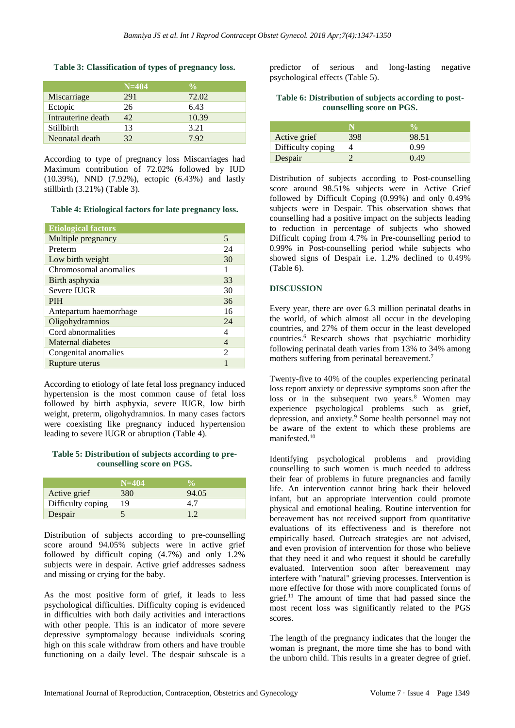**Table 3: Classification of types of pregnancy loss.**

| | N=404 | % |
|---|---|---|
| Miscarriage | 291 | 72.02 |
| Ectopic | 26 | 6.43 |
| Intrauterine death | 42 | 10.39 |
| Stillbirth | 13 | 3.21 |
| Neonatal death | 32 | 7.92 |

According to type of pregnancy loss Miscarriages had Maximum contribution of 72.02% followed by IUD (10.39%), NND (7.92%), ectopic (6.43%) and lastly stillbirth (3.21%) (Table 3).

**Table 4: Etiological factors for late pregnancy loss.**

| Etiological factors | |
|---|---|
| Multiple pregnancy | 5 |
| Preterm | 24 |
| Low birth weight | 30 |
| Chromosomal anomalies | 1 |
| Birth asphyxia | 33 |
| Severe IUGR | 30 |
| PIH | 36 |
| Antepartum haemorrhage | 16 |
| Oligohydramnios | 24 |
| Cord abnormalities | 4 |
| Maternal diabetes | 4 |
| Congenital anomalies | 2 |
| Rupture uterus | 1 |

According to etiology of late fetal loss pregnancy induced hypertension is the most common cause of fetal loss followed by birth asphyxia, severe IUGR, low birth weight, preterm, oligohydramnios. In many cases factors were coexisting like pregnancy induced hypertension leading to severe IUGR or abruption (Table 4).

**Table 5: Distribution of subjects according to pre-counselling score on PGS.**

| | N=404 | % |
|---|---|---|
| Active grief | 380 | 94.05 |
| Difficulty coping | 19 | 4.7 |
| Despair | 5 | 1.2 |

Distribution of subjects according to pre-counselling score around 94.05% subjects were in active grief followed by difficult coping (4.7%) and only 1.2% subjects were in despair. Active grief addresses sadness and missing or crying for the baby.

As the most positive form of grief, it leads to less psychological difficulties. Difficulty coping is evidenced in difficulties with both daily activities and interactions with other people. This is an indicator of more severe depressive symptomatology because individuals scoring high on this scale withdraw from others and have trouble functioning on a daily level. The despair subscale is a predictor of serious and long-lasting negative psychological effects (Table 5).

**Table 6: Distribution of subjects according to post-counselling score on PGS.**

| | N | % |
|---|---|---|
| Active grief | 398 | 98.51 |
| Difficulty coping | 4 | 0.99 |
| Despair | 2 | 0.49 |

Distribution of subjects according to Post-counselling score around 98.51% subjects were in Active Grief followed by Difficult Coping (0.99%) and only 0.49% subjects were in Despair. This observation shows that counselling had a positive impact on the subjects leading to reduction in percentage of subjects who showed Difficult coping from 4.7% in Pre-counselling period to 0.99% in Post-counselling period while subjects who showed signs of Despair i.e. 1.2% declined to 0.49% (Table 6).

## DISCUSSION

Every year, there are over 6.3 million perinatal deaths in the world, of which almost all occur in the developing countries, and 27% of them occur in the least developed countries.[6] Research shows that psychiatric morbidity following perinatal death varies from 13% to 34% among mothers suffering from perinatal bereavement.[7]

Twenty-five to 40% of the couples experiencing perinatal loss report anxiety or depressive symptoms soon after the loss or in the subsequent two years.[8] Women may experience psychological problems such as grief, depression, and anxiety.[9] Some health personnel may not be aware of the extent to which these problems are manifested.[10]

Identifying psychological problems and providing counselling to such women is much needed to address their fear of problems in future pregnancies and family life. An intervention cannot bring back their beloved infant, but an appropriate intervention could promote physical and emotional healing. Routine intervention for bereavement has not received support from quantitative evaluations of its effectiveness and is therefore not empirically based. Outreach strategies are not advised, and even provision of intervention for those who believe that they need it and who request it should be carefully evaluated. Intervention soon after bereavement may interfere with "natural" grieving processes. Intervention is more effective for those with more complicated forms of grief.[11] The amount of time that had passed since the most recent loss was significantly related to the PGS scores.

The length of the pregnancy indicates that the longer the woman is pregnant, the more time she has to bond with the unborn child. This results in a greater degree of grief.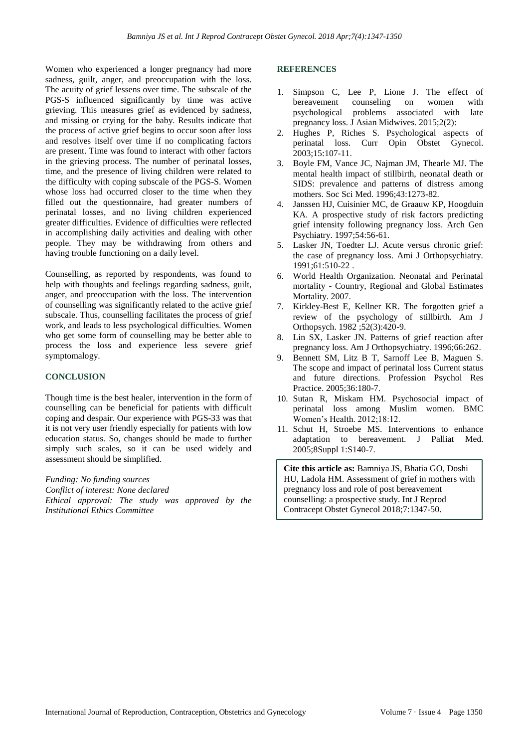Women who experienced a longer pregnancy had more sadness, guilt, anger, and preoccupation with the loss. The acuity of grief lessens over time. The subscale of the PGS-S influenced significantly by time was active grieving. This measures grief as evidenced by sadness, and missing or crying for the baby. Results indicate that the process of active grief begins to occur soon after loss and resolves itself over time if no complicating factors are present. Time was found to interact with other factors in the grieving process. The number of perinatal losses, time, and the presence of living children were related to the difficulty with coping subscale of the PGS-S. Women whose loss had occurred closer to the time when they filled out the questionnaire, had greater numbers of perinatal losses, and no living children experienced greater difficulties. Evidence of difficulties were reflected in accomplishing daily activities and dealing with other people. They may be withdrawing from others and having trouble functioning on a daily level.

Counselling, as reported by respondents, was found to help with thoughts and feelings regarding sadness, guilt, anger, and preoccupation with the loss. The intervention of counselling was significantly related to the active grief subscale. Thus, counselling facilitates the process of grief work, and leads to less psychological difficulties. Women who get some form of counselling may be better able to process the loss and experience less severe grief symptomalogy.

## CONCLUSION

Though time is the best healer, intervention in the form of counselling can be beneficial for patients with difficult coping and despair. Our experience with PGS-33 was that it is not very user friendly especially for patients with low education status. So, changes should be made to further simply such scales, so it can be used widely and assessment should be simplified.

*Funding: No funding sources*
*Conflict of interest: None declared*
*Ethical approval: The study was approved by the Institutional Ethics Committee*

## REFERENCES

1. Simpson C, Lee P, Lione J. The effect of bereavement counseling on women with psychological problems associated with late pregnancy loss. J Asian Midwives. 2015;2(2):
2. Hughes P, Riches S. Psychological aspects of perinatal loss. Curr Opin Obstet Gynecol. 2003;15:107-11.
3. Boyle FM, Vance JC, Najman JM, Thearle MJ. The mental health impact of stillbirth, neonatal death or SIDS: prevalence and patterns of distress among mothers. Soc Sci Med. 1996;43:1273-82.
4. Janssen HJ, Cuisinier MC, de Graauw KP, Hoogduin KA. A prospective study of risk factors predicting grief intensity following pregnancy loss. Arch Gen Psychiatry. 1997;54:56-61.
5. Lasker JN, Toedter LJ. Acute versus chronic grief: the case of pregnancy loss. Ami J Orthopsychiatry. 1991;61:510-22 .
6. World Health Organization. Neonatal and Perinatal mortality - Country, Regional and Global Estimates Mortality. 2007.
7. Kirkley-Best E, Kellner KR. The forgotten grief a review of the psychology of stillbirth. Am J Orthopsych. 1982 ;52(3):420-9.
8. Lin SX, Lasker JN. Patterns of grief reaction after pregnancy loss. Am J Orthopsychiatry. 1996;66:262.
9. Bennett SM, Litz B T, Sarnoff Lee B, Maguen S. The scope and impact of perinatal loss Current status and future directions. Profession Psychol Res Practice. 2005;36:180-7.
10. Sutan R, Miskam HM. Psychosocial impact of perinatal loss among Muslim women. BMC Women's Health. 2012;18:12.
11. Schut H, Stroebe MS. Interventions to enhance adaptation to bereavement. J Palliat Med. 2005;8Suppl 1:S140-7.

**Cite this article as:** Bamniya JS, Bhatia GO, Doshi HU, Ladola HM. Assessment of grief in mothers with pregnancy loss and role of post bereavement counselling: a prospective study. Int J Reprod Contracept Obstet Gynecol 2018;7:1347-50.